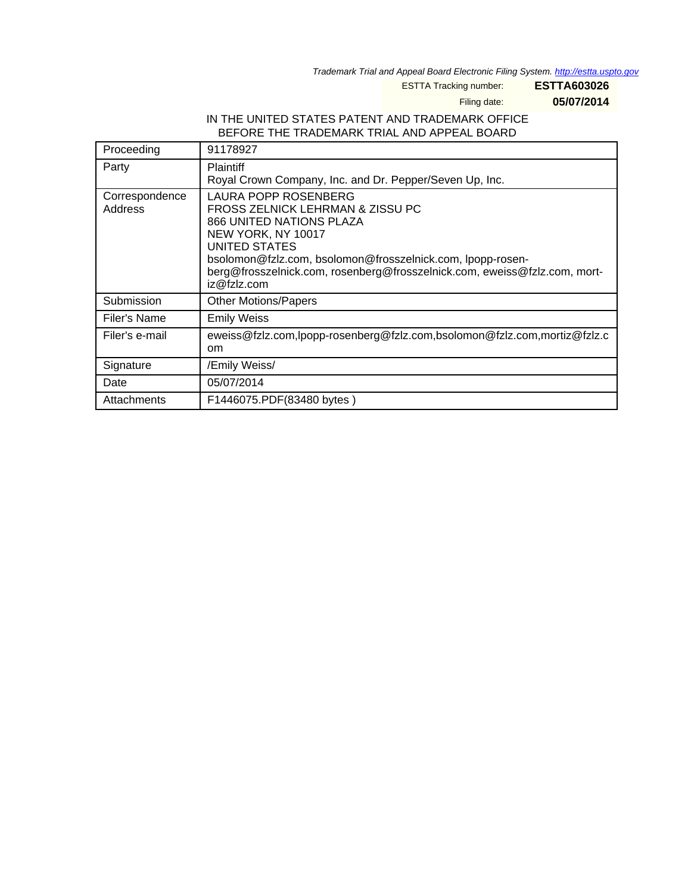*Trademark Trial and Appeal Board Electronic Filing System. http://estta.uspto.gov*

ESTTA Tracking number: **ESTTA603026**

Filing date: **05/07/2014**

IN THE UNITED STATES PATENT AND TRADEMARK OFFICE
BEFORE THE TRADEMARK TRIAL AND APPEAL BOARD

| | |
|---|---|
| Proceeding | 91178927 |
| Party | Plaintiff<br>Royal Crown Company, Inc. and Dr. Pepper/Seven Up, Inc. |
| Correspondence Address | LAURA POPP ROSENBERG<br>FROSS ZELNICK LEHRMAN & ZISSU PC<br>866 UNITED NATIONS PLAZA<br>NEW YORK, NY 10017<br>UNITED STATES<br>bsolomon@fzlz.com, bsolomon@frosszelnick.com, lpopp-rosenberg@frosszelnick.com, rosenberg@frosszelnick.com, eweiss@fzlz.com, mortiz@fzlz.com |
| Submission | Other Motions/Papers |
| Filer's Name | Emily Weiss |
| Filer's e-mail | eweiss@fzlz.com,lpopp-rosenberg@fzlz.com,bsolomon@fzlz.com,mortiz@fzlz.com |
| Signature | /Emily Weiss/ |
| Date | 05/07/2014 |
| Attachments | F1446075.PDF(83480 bytes ) |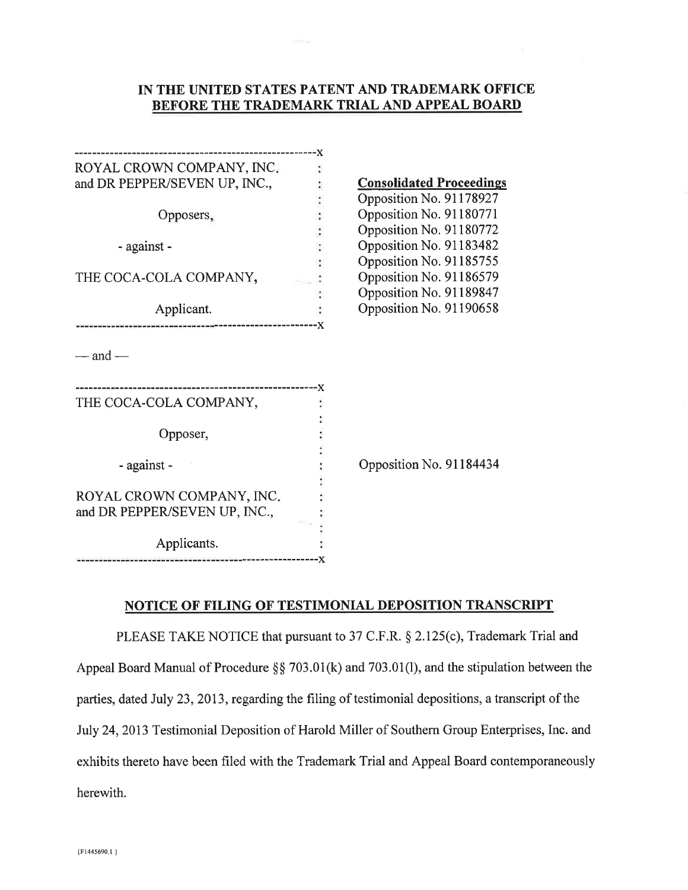# IN THE UNITED STATES PATENT AND TRADEMARK OFFICE BEFORE THE TRADEMARK TRIAL AND APPEAL BOARD

| | |
|---|---|
| ROYAL CROWN COMPANY, INC. and DR PEPPER/SEVEN UP, INC.,<br><br>Opposers,<br><br>- against -<br><br>THE COCA-COLA COMPANY,<br><br>Applicant. | **Consolidated Proceedings**<br>Opposition No. 91178927<br>Opposition No. 91180771<br>Opposition No. 91180772<br>Opposition No. 91183482<br>Opposition No. 91185755<br>Opposition No. 91186579<br>Opposition No. 91189847<br>Opposition No. 91190658 |

— and —

| | |
|---|---|
| THE COCA-COLA COMPANY,<br><br>Opposer,<br><br>- against -<br><br>ROYAL CROWN COMPANY, INC. and DR PEPPER/SEVEN UP, INC.,<br><br>Applicants. | Opposition No. 91184434 |

## NOTICE OF FILING OF TESTIMONIAL DEPOSITION TRANSCRIPT

PLEASE TAKE NOTICE that pursuant to 37 C.F.R. § 2.125(c), Trademark Trial and Appeal Board Manual of Procedure §§ 703.01(k) and 703.01(l), and the stipulation between the parties, dated July 23, 2013, regarding the filing of testimonial depositions, a transcript of the July 24, 2013 Testimonial Deposition of Harold Miller of Southern Group Enterprises, Inc. and exhibits thereto have been filed with the Trademark Trial and Appeal Board contemporaneously herewith.

{F1445690.1 }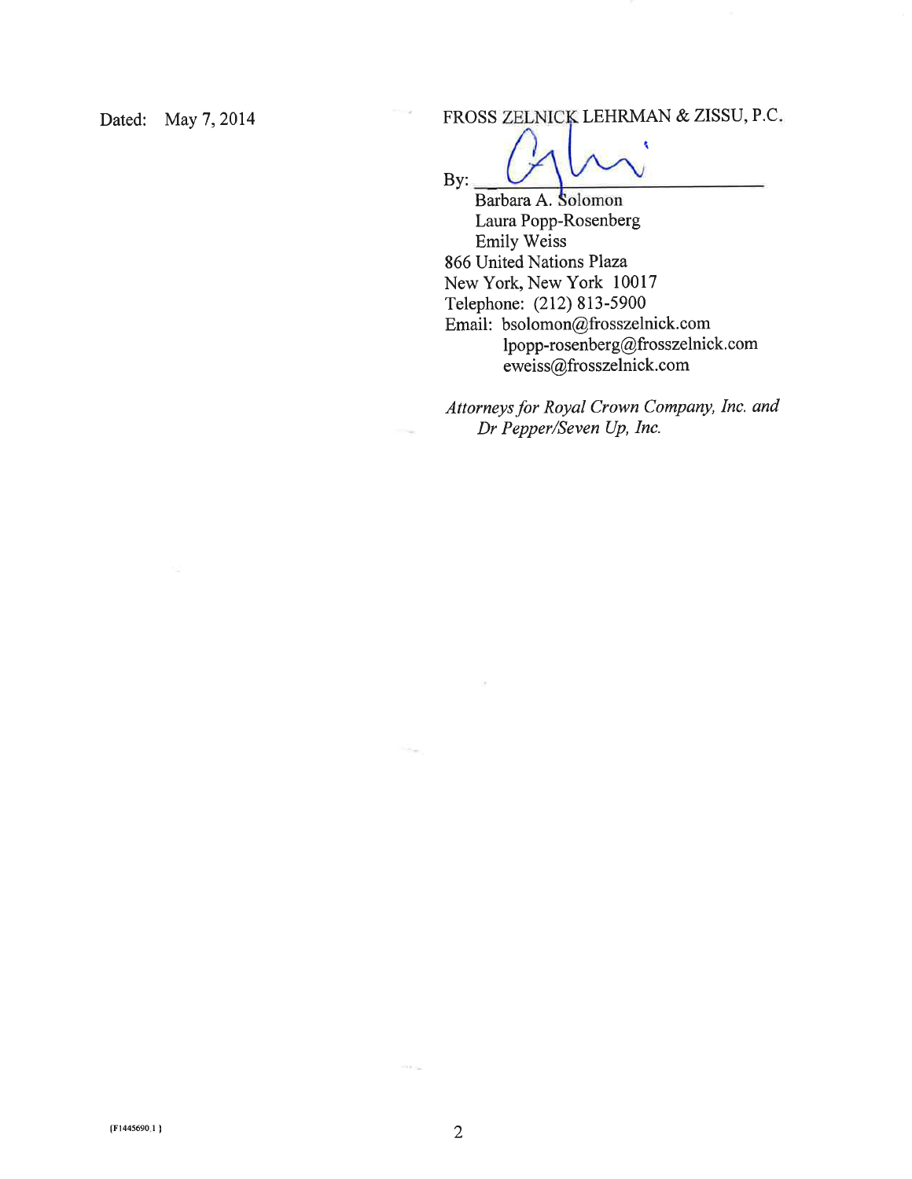Dated: May 7, 2014

FROSS ZELNICK LEHRMAN & ZISSU, P.C.

By: ______________________________

Barbara A. Solomon
Laura Popp-Rosenberg
Emily Weiss
866 United Nations Plaza
New York, New York 10017
Telephone: (212) 813-5900
Email: bsolomon@frosszelnick.com
lpopp-rosenberg@frosszelnick.com
eweiss@frosszelnick.com

*Attorneys for Royal Crown Company, Inc. and Dr Pepper/Seven Up, Inc.*

{F1445690.1 }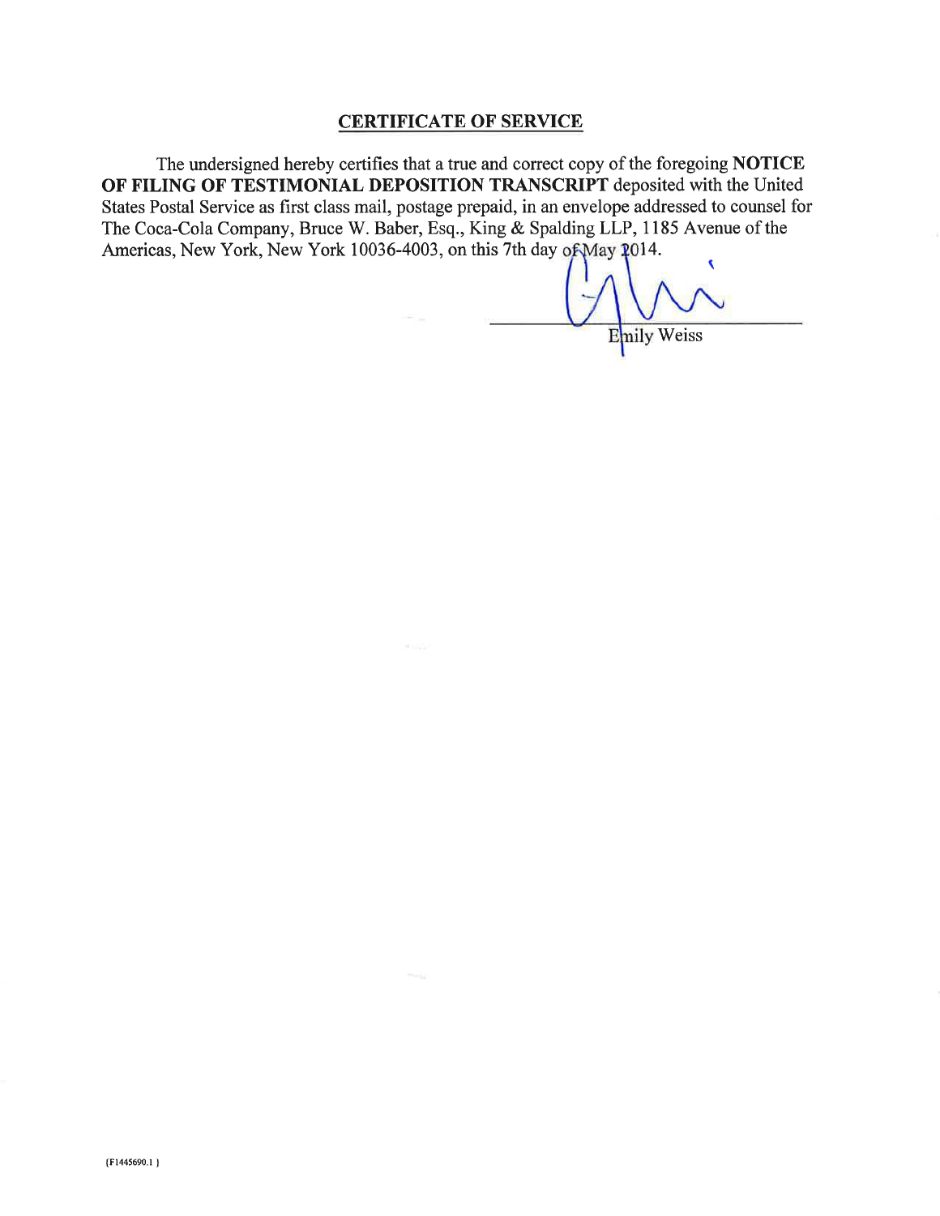## CERTIFICATE OF SERVICE

The undersigned hereby certifies that a true and correct copy of the foregoing **NOTICE OF FILING OF TESTIMONIAL DEPOSITION TRANSCRIPT** deposited with the United States Postal Service as first class mail, postage prepaid, in an envelope addressed to counsel for The Coca-Cola Company, Bruce W. Baber, Esq., King & Spalding LLP, 1185 Avenue of the Americas, New York, New York 10036-4003, on this 7th day of May 2014.

Emily Weiss

{F1445690.1 }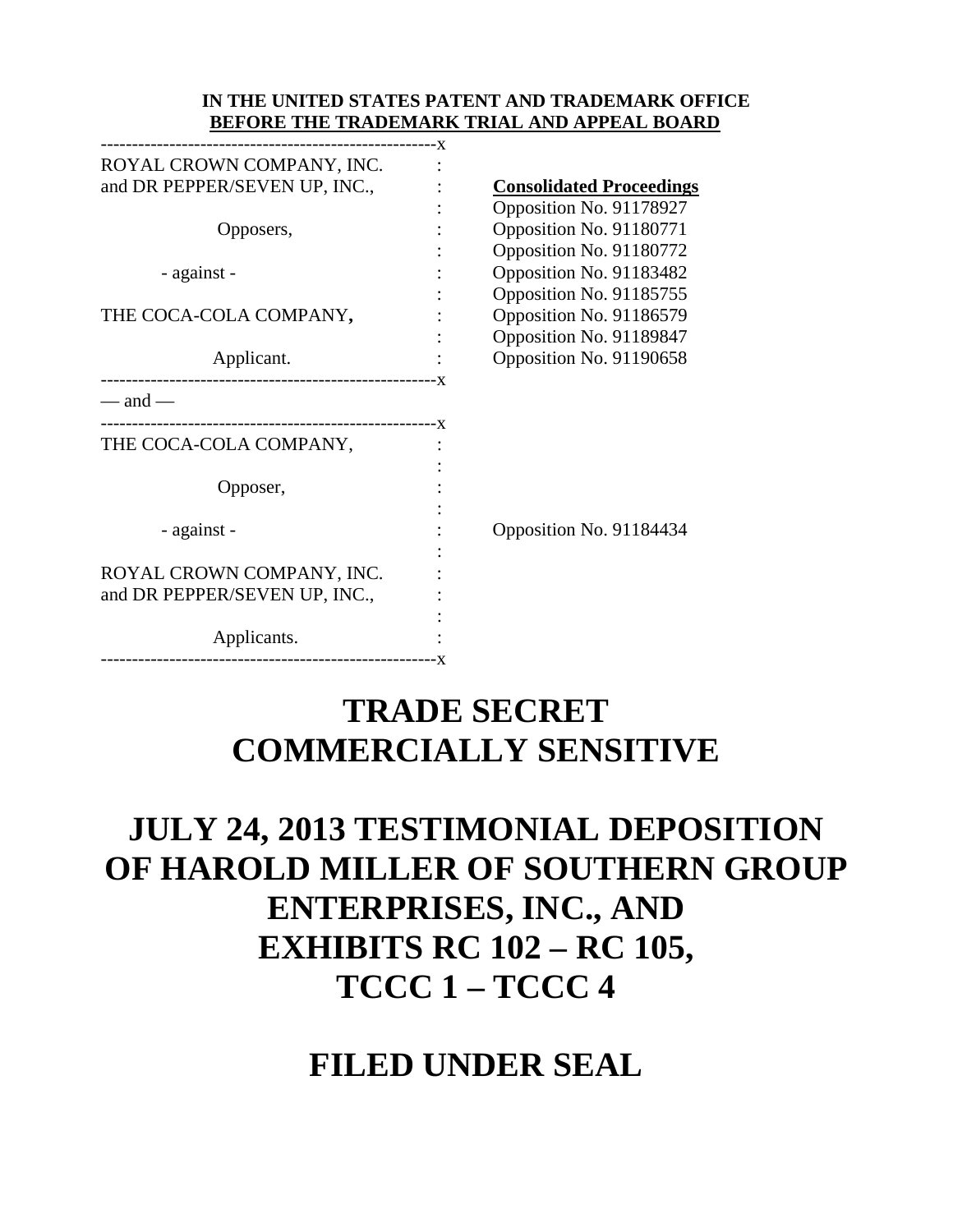**IN THE UNITED STATES PATENT AND TRADEMARK OFFICE**
**<u>BEFORE THE TRADEMARK TRIAL AND APPEAL BOARD</u>**

| | | |
|---|---|---|
| ROYAL CROWN COMPANY, INC. and DR PEPPER/SEVEN UP, INC., | : | **<u>Consolidated Proceedings</u>** |
| | : | Opposition No. 91178927 |
| Opposers, | : | Opposition No. 91180771 |
| | : | Opposition No. 91180772 |
| - against - | : | Opposition No. 91183482 |
| | : | Opposition No. 91185755 |
| THE COCA-COLA COMPANY, | : | Opposition No. 91186579 |
| | : | Opposition No. 91189847 |
| Applicant. | : | Opposition No. 91190658 |

— and —

| | | |
|---|---|---|
| THE COCA-COLA COMPANY, | : | |
| Opposer, | : | |
| - against - | : | Opposition No. 91184434 |
| ROYAL CROWN COMPANY, INC. and DR PEPPER/SEVEN UP, INC., | : | |
| Applicants. | : | |

# TRADE SECRET COMMERCIALLY SENSITIVE

# JULY 24, 2013 TESTIMONIAL DEPOSITION OF HAROLD MILLER OF SOUTHERN GROUP ENTERPRISES, INC., AND EXHIBITS RC 102 – RC 105, TCCC 1 – TCCC 4

# FILED UNDER SEAL